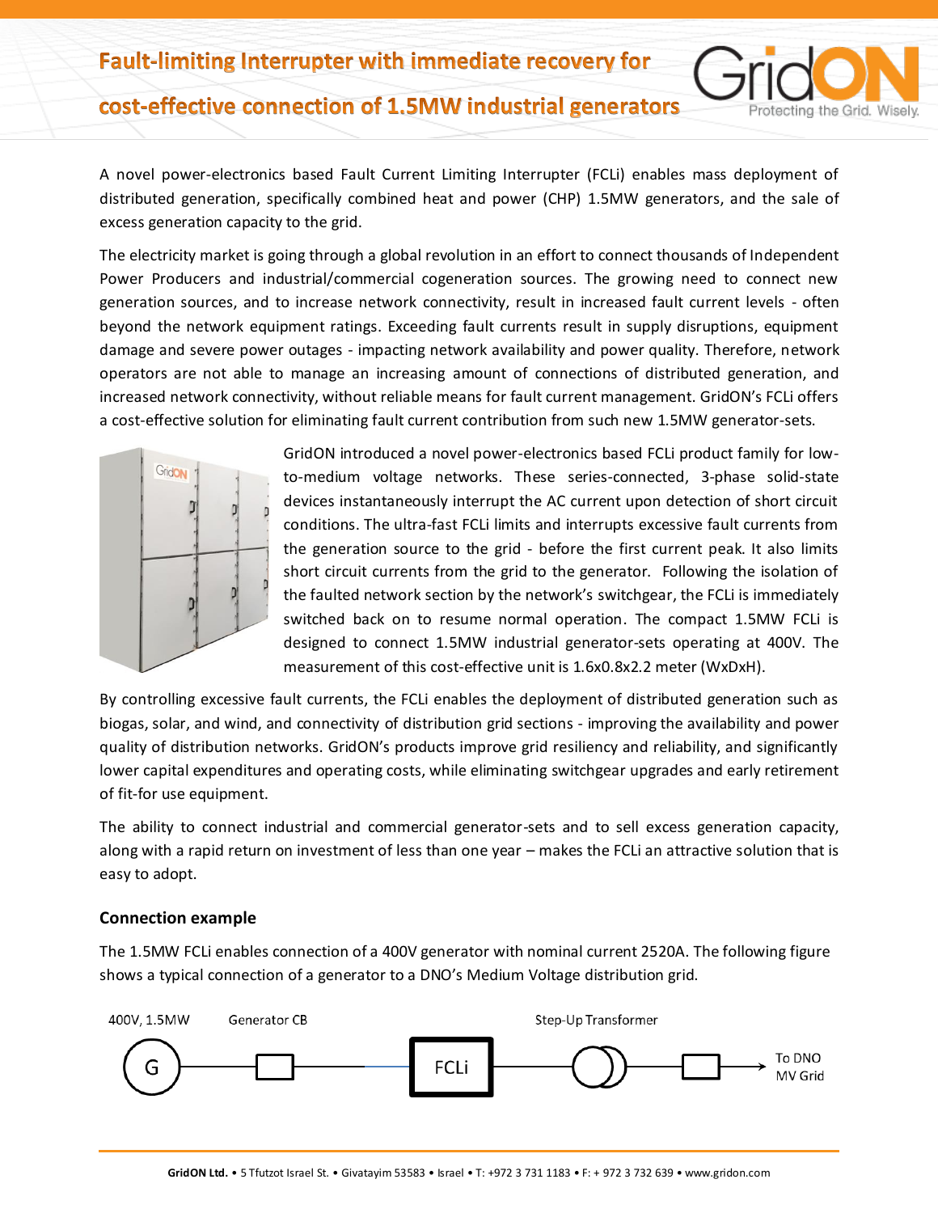# Fault-limiting Interrupter with immediate recovery for cost-effective connection of 1.5MW industrial generators

A novel power-electronics based Fault Current Limiting Interrupter (FCLi) enables mass deployment of distributed generation, specifically combined heat and power (CHP) 1.5MW generators, and the sale of excess generation capacity to the grid.

The electricity market is going through a global revolution in an effort to connect thousands of Independent Power Producers and industrial/commercial cogeneration sources. The growing need to connect new generation sources, and to increase network connectivity, result in increased fault current levels - often beyond the network equipment ratings. Exceeding fault currents result in supply disruptions, equipment damage and severe power outages - impacting network availability and power quality. Therefore, network operators are not able to manage an increasing amount of connections of distributed generation, and increased network connectivity, without reliable means for fault current management. GridON's FCLi offers a cost-effective solution for eliminating fault current contribution from such new 1.5MW generator-sets.

GridON introduced a novel power-electronics based FCLi product family for low-to-medium voltage networks. These series-connected, 3-phase solid-state devices instantaneously interrupt the AC current upon detection of short circuit conditions. The ultra-fast FCLi limits and interrupts excessive fault currents from the generation source to the grid - before the first current peak. It also limits short circuit currents from the grid to the generator. Following the isolation of the faulted network section by the network's switchgear, the FCLi is immediately switched back on to resume normal operation. The compact 1.5MW FCLi is designed to connect 1.5MW industrial generator-sets operating at 400V. The measurement of this cost-effective unit is 1.6x0.8x2.2 meter (WxDxH).

By controlling excessive fault currents, the FCLi enables the deployment of distributed generation such as biogas, solar, and wind, and connectivity of distribution grid sections - improving the availability and power quality of distribution networks. GridON's products improve grid resiliency and reliability, and significantly lower capital expenditures and operating costs, while eliminating switchgear upgrades and early retirement of fit-for use equipment.

The ability to connect industrial and commercial generator-sets and to sell excess generation capacity, along with a rapid return on investment of less than one year – makes the FCLi an attractive solution that is easy to adopt.

### Connection example

The 1.5MW FCLi enables connection of a 400V generator with nominal current 2520A. The following figure shows a typical connection of a generator to a DNO's Medium Voltage distribution grid.

400V, 1.5MW — G — Generator CB — FCLi — Step-Up Transformer — To DNO MV Grid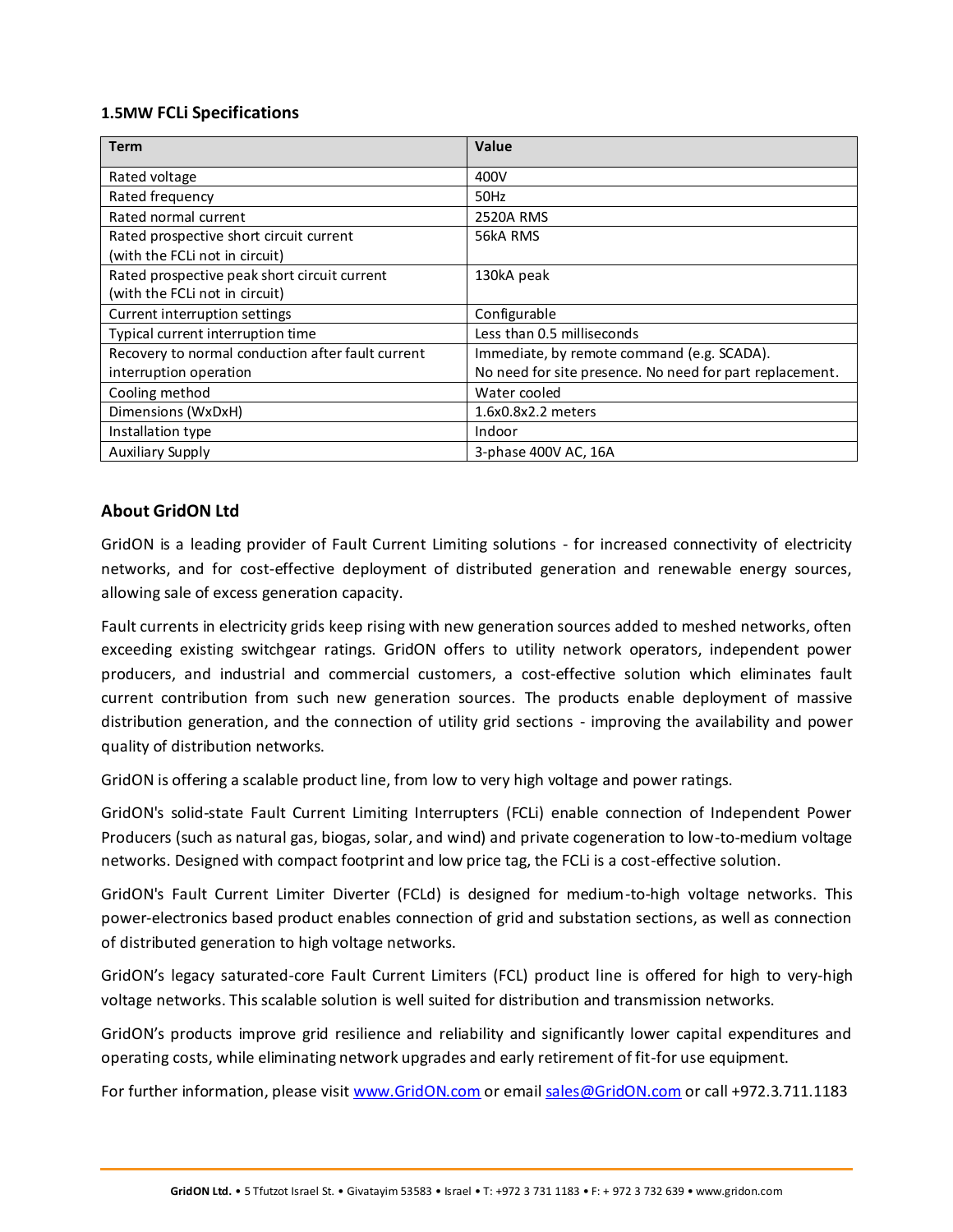### 1.5MW FCLi Specifications

| Term | Value |
|---|---|
| Rated voltage | 400V |
| Rated frequency | 50Hz |
| Rated normal current | 2520A RMS |
| Rated prospective short circuit current (with the FCLi not in circuit) | 56kA RMS |
| Rated prospective peak short circuit current (with the FCLi not in circuit) | 130kA peak |
| Current interruption settings | Configurable |
| Typical current interruption time | Less than 0.5 milliseconds |
| Recovery to normal conduction after fault current interruption operation | Immediate, by remote command (e.g. SCADA). No need for site presence. No need for part replacement. |
| Cooling method | Water cooled |
| Dimensions (WxDxH) | 1.6x0.8x2.2 meters |
| Installation type | Indoor |
| Auxiliary Supply | 3-phase 400V AC, 16A |

### About GridON Ltd

GridON is a leading provider of Fault Current Limiting solutions - for increased connectivity of electricity networks, and for cost-effective deployment of distributed generation and renewable energy sources, allowing sale of excess generation capacity.

Fault currents in electricity grids keep rising with new generation sources added to meshed networks, often exceeding existing switchgear ratings. GridON offers to utility network operators, independent power producers, and industrial and commercial customers, a cost-effective solution which eliminates fault current contribution from such new generation sources. The products enable deployment of massive distribution generation, and the connection of utility grid sections - improving the availability and power quality of distribution networks.

GridON is offering a scalable product line, from low to very high voltage and power ratings.

GridON's solid-state Fault Current Limiting Interrupters (FCLi) enable connection of Independent Power Producers (such as natural gas, biogas, solar, and wind) and private cogeneration to low-to-medium voltage networks. Designed with compact footprint and low price tag, the FCLi is a cost-effective solution.

GridON's Fault Current Limiter Diverter (FCLd) is designed for medium-to-high voltage networks. This power-electronics based product enables connection of grid and substation sections, as well as connection of distributed generation to high voltage networks.

GridON's legacy saturated-core Fault Current Limiters (FCL) product line is offered for high to very-high voltage networks. This scalable solution is well suited for distribution and transmission networks.

GridON's products improve grid resilience and reliability and significantly lower capital expenditures and operating costs, while eliminating network upgrades and early retirement of fit-for use equipment.

For further information, please visit www.GridON.com or email sales@GridON.com or call +972.3.711.1183

**GridON Ltd.** • 5 Tfutzot Israel St. • Givatayim 53583 • Israel • T: +972 3 731 1183 • F: + 972 3 732 639 • www.gridon.com